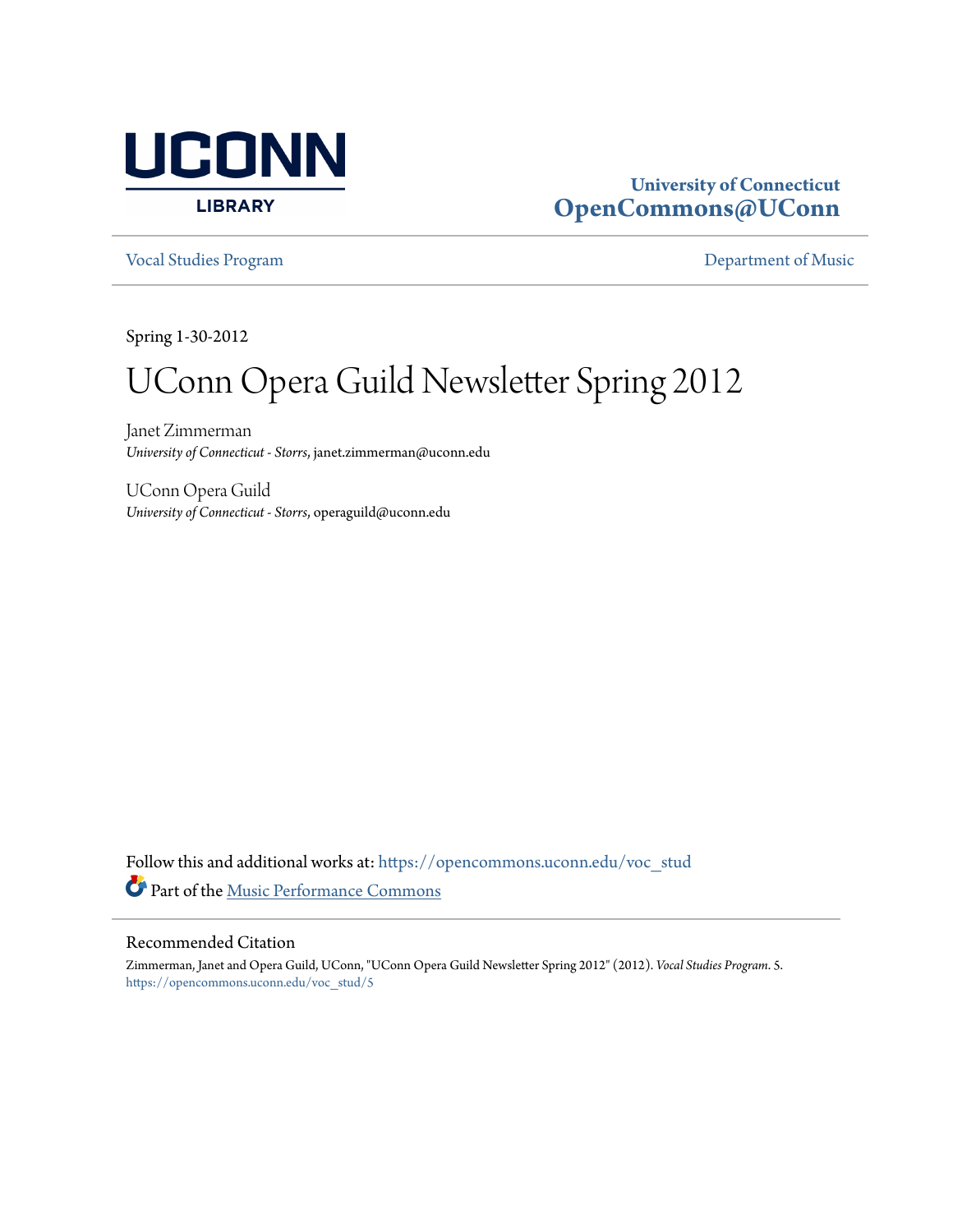University of Connecticut
**OpenCommons@UConn**

Vocal Studies Program — Department of Music

Spring 1-30-2012

# UConn Opera Guild Newsletter Spring 2012

Janet Zimmerman
*University of Connecticut - Storrs*, janet.zimmerman@uconn.edu

UConn Opera Guild
*University of Connecticut - Storrs*, operaguild@uconn.edu

Follow this and additional works at: https://opencommons.uconn.edu/voc_stud

Part of the Music Performance Commons

## Recommended Citation

Zimmerman, Janet and Opera Guild, UConn, "UConn Opera Guild Newsletter Spring 2012" (2012). *Vocal Studies Program*. 5.
https://opencommons.uconn.edu/voc_stud/5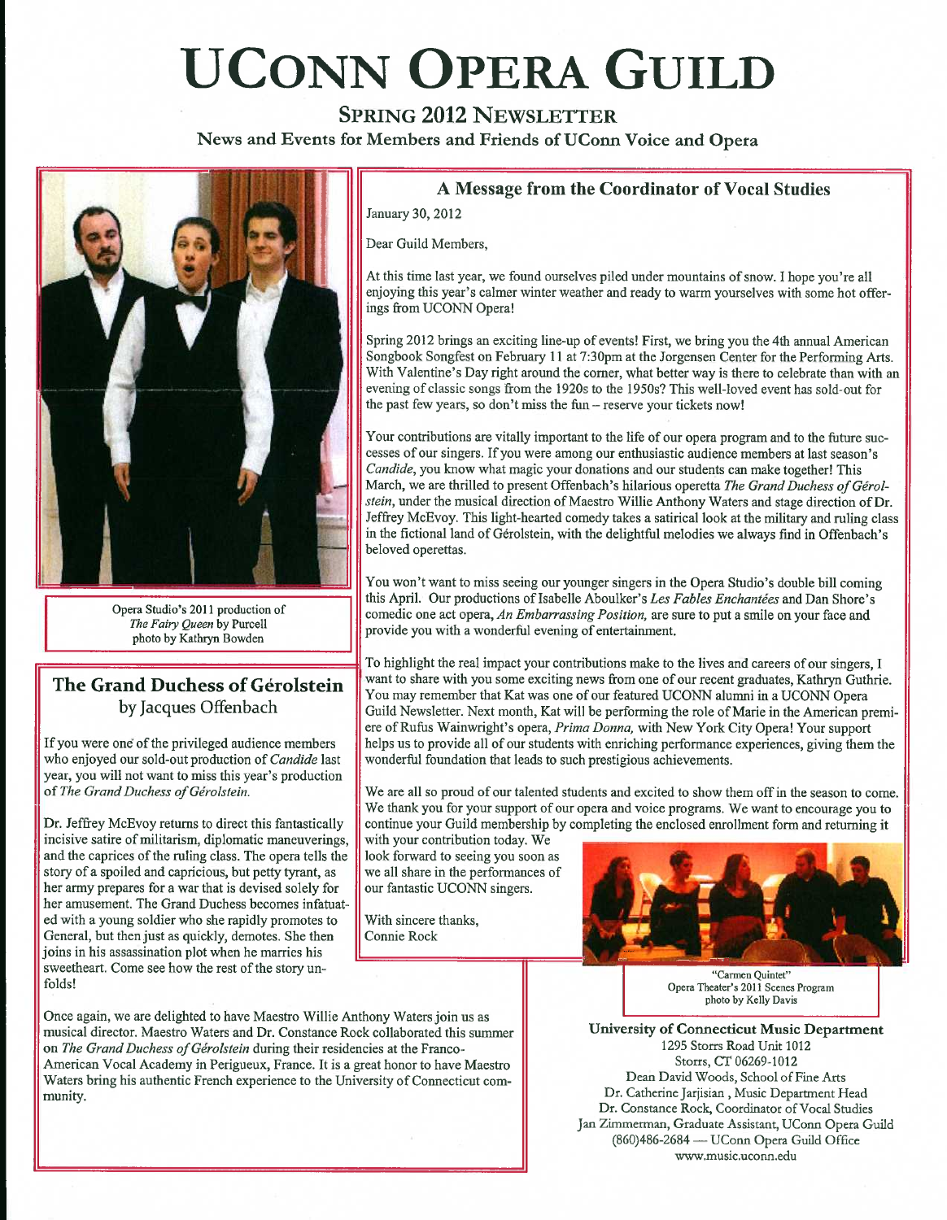# UCONN OPERA GUILD

## SPRING 2012 NEWSLETTER

News and Events for Members and Friends of UConn Voice and Opera

Opera Studio's 2011 production of *The Fairy Queen* by Purcell
photo by Kathryn Bowden

## A Message from the Coordinator of Vocal Studies

January 30, 2012

Dear Guild Members,

At this time last year, we found ourselves piled under mountains of snow. I hope you're all enjoying this year's calmer winter weather and ready to warm yourselves with some hot offerings from UCONN Opera!

Spring 2012 brings an exciting line-up of events! First, we bring you the 4th annual American Songbook Songfest on February 11 at 7:30pm at the Jorgensen Center for the Performing Arts. With Valentine's Day right around the corner, what better way is there to celebrate than with an evening of classic songs from the 1920s to the 1950s? This well-loved event has sold-out for the past few years, so don't miss the fun – reserve your tickets now!

Your contributions are vitally important to the life of our opera program and to the future successes of our singers. If you were among our enthusiastic audience members at last season's *Candide*, you know what magic your donations and our students can make together! This March, we are thrilled to present Offenbach's hilarious operetta *The Grand Duchess of Gérolstein*, under the musical direction of Maestro Willie Anthony Waters and stage direction of Dr. Jeffrey McEvoy. This light-hearted comedy takes a satirical look at the military and ruling class in the fictional land of Gérolstein, with the delightful melodies we always find in Offenbach's beloved operettas.

You won't want to miss seeing our younger singers in the Opera Studio's double bill coming this April. Our productions of Isabelle Aboulker's *Les Fables Enchantées* and Dan Shore's comedic one act opera, *An Embarrassing Position,* are sure to put a smile on your face and provide you with a wonderful evening of entertainment.

To highlight the real impact your contributions make to the lives and careers of our singers, I want to share with you some exciting news from one of our recent graduates, Kathryn Guthrie. You may remember that Kat was one of our featured UCONN alumni in a UCONN Opera Guild Newsletter. Next month, Kat will be performing the role of Marie in the American premiere of Rufus Wainwright's opera, *Prima Donna,* with New York City Opera! Your support helps us to provide all of our students with enriching performance experiences, giving them the wonderful foundation that leads to such prestigious achievements.

We are all so proud of our talented students and excited to show them off in the season to come. We thank you for your support of our opera and voice programs. We want to encourage you to continue your Guild membership by completing the enclosed enrollment form and returning it with your contribution today. We look forward to seeing you soon as we all share in the performances of our fantastic UCONN singers.

With sincere thanks,
Connie Rock

"Carmen Quintet"
Opera Theater's 2011 Scenes Program
photo by Kelly Davis

## The Grand Duchess of Gérolstein

by Jacques Offenbach

If you were one of the privileged audience members who enjoyed our sold-out production of *Candide* last year, you will not want to miss this year's production of *The Grand Duchess of Gérolstein.*

Dr. Jeffrey McEvoy returns to direct this fantastically incisive satire of militarism, diplomatic maneuverings, and the caprices of the ruling class. The opera tells the story of a spoiled and capricious, but petty tyrant, as her army prepares for a war that is devised solely for her amusement. The Grand Duchess becomes infatuated with a young soldier who she rapidly promotes to General, but then just as quickly, demotes. She then joins in his assassination plot when he marries his sweetheart. Come see how the rest of the story unfolds!

Once again, we are delighted to have Maestro Willie Anthony Waters join us as musical director. Maestro Waters and Dr. Constance Rock collaborated this summer on *The Grand Duchess of Gérolstein* during their residencies at the Franco-American Vocal Academy in Perigueux, France. It is a great honor to have Maestro Waters bring his authentic French experience to the University of Connecticut community.

**University of Connecticut Music Department**
1295 Storrs Road Unit 1012
Storrs, CT 06269-1012
Dean David Woods, School of Fine Arts
Dr. Catherine Jarjisian , Music Department Head
Dr. Constance Rock, Coordinator of Vocal Studies
Jan Zimmerman, Graduate Assistant, UConn Opera Guild
(860)486-2684 — UConn Opera Guild Office
www.music.uconn.edu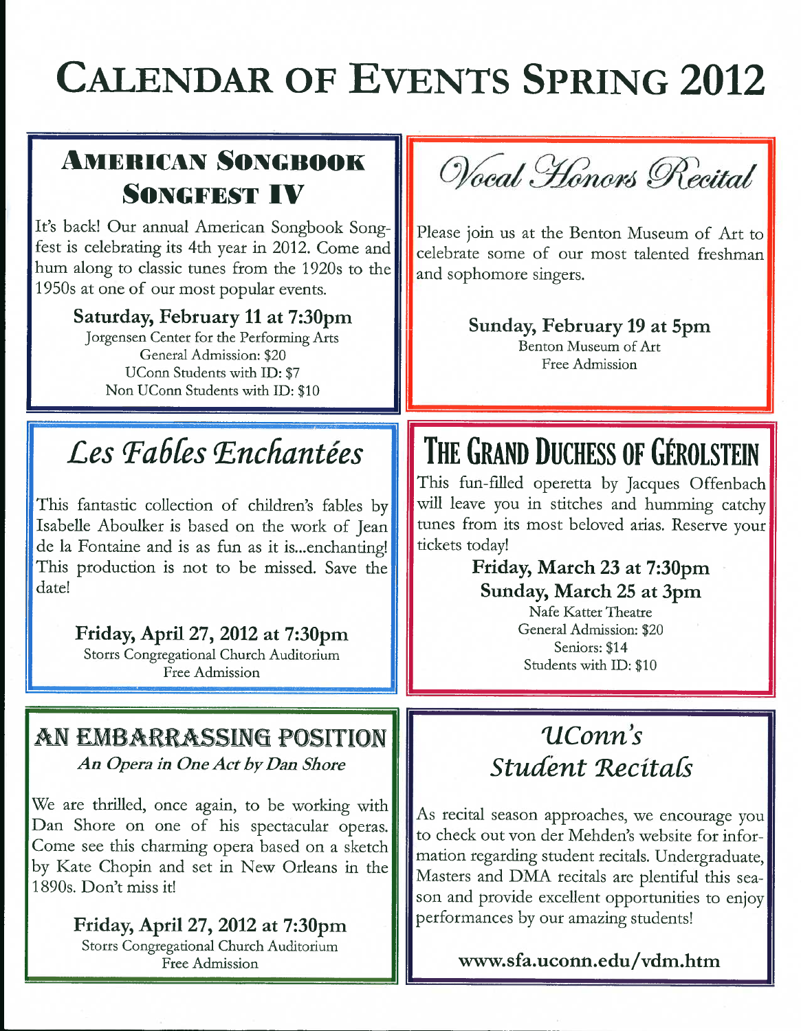# Calendar of Events Spring 2012

## American Songbook Songfest IV

It's back! Our annual American Songbook Songfest is celebrating its 4th year in 2012. Come and hum along to classic tunes from the 1920s to the 1950s at one of our most popular events.

**Saturday, February 11 at 7:30pm**
Jorgensen Center for the Performing Arts
General Admission: $20
UConn Students with ID: $7
Non UConn Students with ID: $10

## Vocal Honors Recital

Please join us at the Benton Museum of Art to celebrate some of our most talented freshman and sophomore singers.

**Sunday, February 19 at 5pm**
Benton Museum of Art
Free Admission

## Les Fables Enchantées

This fantastic collection of children's fables by Isabelle Aboulker is based on the work of Jean de la Fontaine and is as fun as it is...enchanting! This production is not to be missed. Save the date!

**Friday, April 27, 2012 at 7:30pm**
Storrs Congregational Church Auditorium
Free Admission

## The Grand Duchess of Gérolstein

This fun-filled operetta by Jacques Offenbach will leave you in stitches and humming catchy tunes from its most beloved arias. Reserve your tickets today!

**Friday, March 23 at 7:30pm**
**Sunday, March 25 at 3pm**
Nafe Katter Theatre
General Admission: $20
Seniors: $14
Students with ID: $10

## An Embarrassing Position

*An Opera in One Act by Dan Shore*

We are thrilled, once again, to be working with Dan Shore on one of his spectacular operas. Come see this charming opera based on a sketch by Kate Chopin and set in New Orleans in the 1890s. Don't miss it!

**Friday, April 27, 2012 at 7:30pm**
Storrs Congregational Church Auditorium
Free Admission

## UConn's Student Recitals

As recital season approaches, we encourage you to check out von der Mehden's website for information regarding student recitals. Undergraduate, Masters and DMA recitals are plentiful this season and provide excellent opportunities to enjoy performances by our amazing students!

**www.sfa.uconn.edu/vdm.htm**